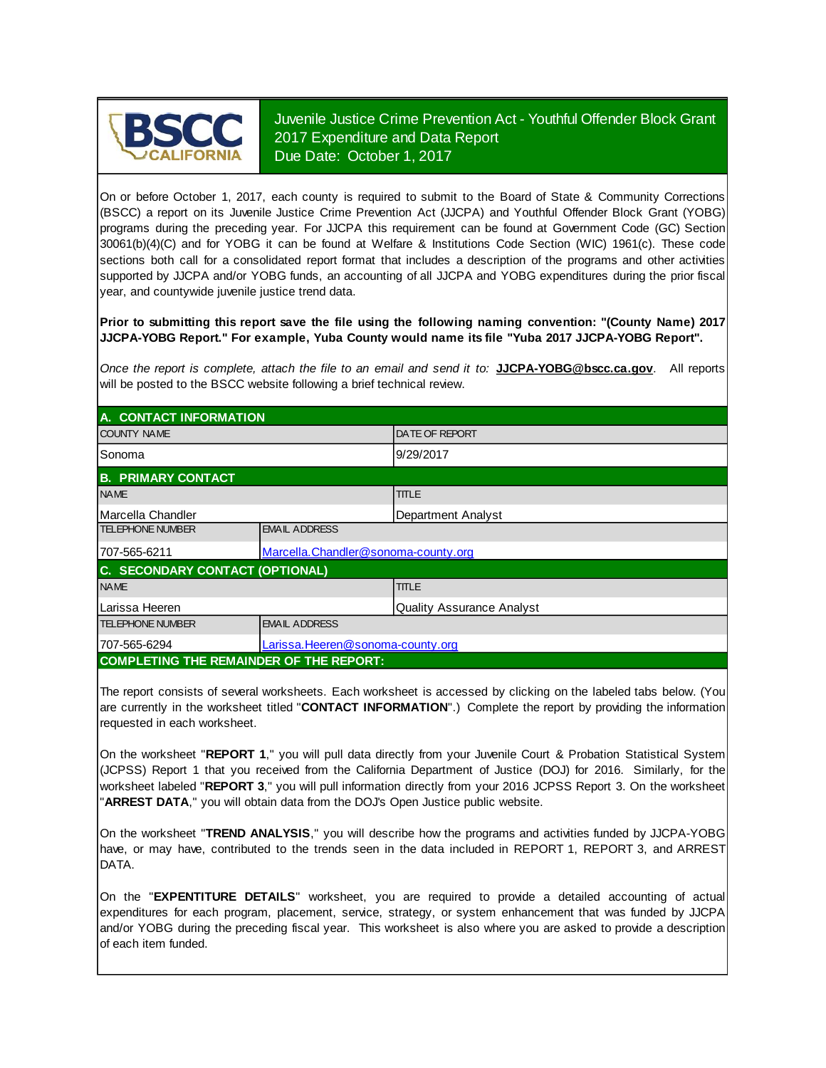# Juvenile Justice Crime Prevention Act - Youthful Offender Block Grant
## 2017 Expenditure and Data Report
### Due Date: October 1, 2017

On or before October 1, 2017, each county is required to submit to the Board of State & Community Corrections (BSCC) a report on its Juvenile Justice Crime Prevention Act (JJCPA) and Youthful Offender Block Grant (YOBG) programs during the preceding year. For JJCPA this requirement can be found at Government Code (GC) Section 30061(b)(4)(C) and for YOBG it can be found at Welfare & Institutions Code Section (WIC) 1961(c). These code sections both call for a consolidated report format that includes a description of the programs and other activities supported by JJCPA and/or YOBG funds, an accounting of all JJCPA and YOBG expenditures during the prior fiscal year, and countywide juvenile justice trend data.

**Prior to submitting this report save the file using the following naming convention: "(County Name) 2017 JJCPA-YOBG Report." For example, Yuba County would name its file "Yuba 2017 JJCPA-YOBG Report".**

*Once the report is complete, attach the file to an email and send it to:* **JJCPA-YOBG@bscc.ca.gov**. All reports will be posted to the BSCC website following a brief technical review.

## A. CONTACT INFORMATION

| COUNTY NAME | DATE OF REPORT |
|---|---|
| Sonoma | 9/29/2017 |

## B. PRIMARY CONTACT

| NAME | TITLE |
|---|---|
| Marcella Chandler | Department Analyst |

| TELEPHONE NUMBER | EMAIL ADDRESS |
|---|---|
| 707-565-6211 | Marcella.Chandler@sonoma-county.org |

## C. SECONDARY CONTACT (OPTIONAL)

| NAME | TITLE |
|---|---|
| Larissa Heeren | Quality Assurance Analyst |

| TELEPHONE NUMBER | EMAIL ADDRESS |
|---|---|
| 707-565-6294 | Larissa.Heeren@sonoma-county.org |

## COMPLETING THE REMAINDER OF THE REPORT:

The report consists of several worksheets. Each worksheet is accessed by clicking on the labeled tabs below. (You are currently in the worksheet titled "**CONTACT INFORMATION**".) Complete the report by providing the information requested in each worksheet.

On the worksheet "**REPORT 1**," you will pull data directly from your Juvenile Court & Probation Statistical System (JCPSS) Report 1 that you received from the California Department of Justice (DOJ) for 2016. Similarly, for the worksheet labeled "**REPORT 3**," you will pull information directly from your 2016 JCPSS Report 3. On the worksheet "**ARREST DATA**," you will obtain data from the DOJ's Open Justice public website.

On the worksheet "**TREND ANALYSIS**," you will describe how the programs and activities funded by JJCPA-YOBG have, or may have, contributed to the trends seen in the data included in REPORT 1, REPORT 3, and ARREST DATA.

On the "**EXPENTITURE DETAILS**" worksheet, you are required to provide a detailed accounting of actual expenditures for each program, placement, service, strategy, or system enhancement that was funded by JJCPA and/or YOBG during the preceding fiscal year. This worksheet is also where you are asked to provide a description of each item funded.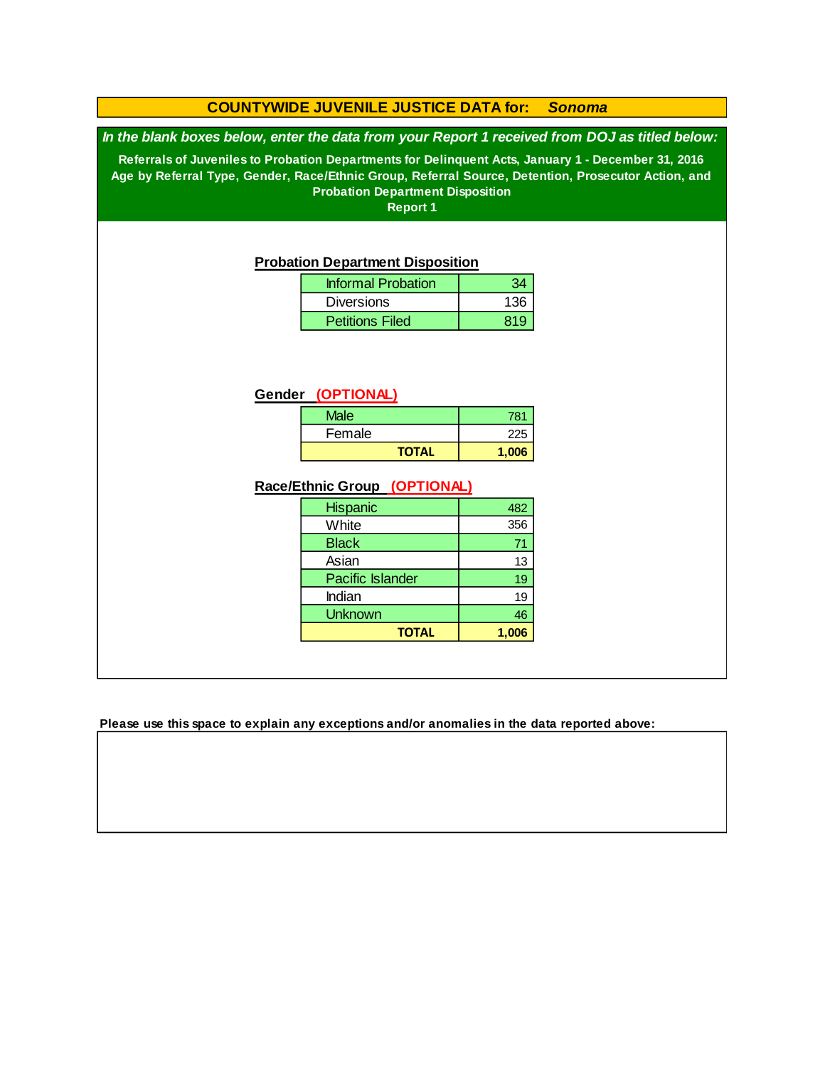## COUNTYWIDE JUVENILE JUSTICE DATA for: *Sonoma*

***In the blank boxes below, enter the data from your Report 1 received from DOJ as titled below:***

**Referrals of Juveniles to Probation Departments for Delinquent Acts, January 1 - December 31, 2016**
**Age by Referral Type, Gender, Race/Ethnic Group, Referral Source, Detention, Prosecutor Action, and Probation Department Disposition**
**Report 1**

### Probation Department Disposition

| | |
|---|---|
| Informal Probation | 34 |
| Diversions | 136 |
| Petitions Filed | 819 |

### Gender (OPTIONAL)

| | |
|---|---|
| Male | 781 |
| Female | 225 |
| **TOTAL** | **1,006** |

### Race/Ethnic Group (OPTIONAL)

| | |
|---|---|
| Hispanic | 482 |
| White | 356 |
| Black | 71 |
| Asian | 13 |
| Pacific Islander | 19 |
| Indian | 19 |
| Unknown | 46 |
| **TOTAL** | **1,006** |

**Please use this space to explain any exceptions and/or anomalies in the data reported above:**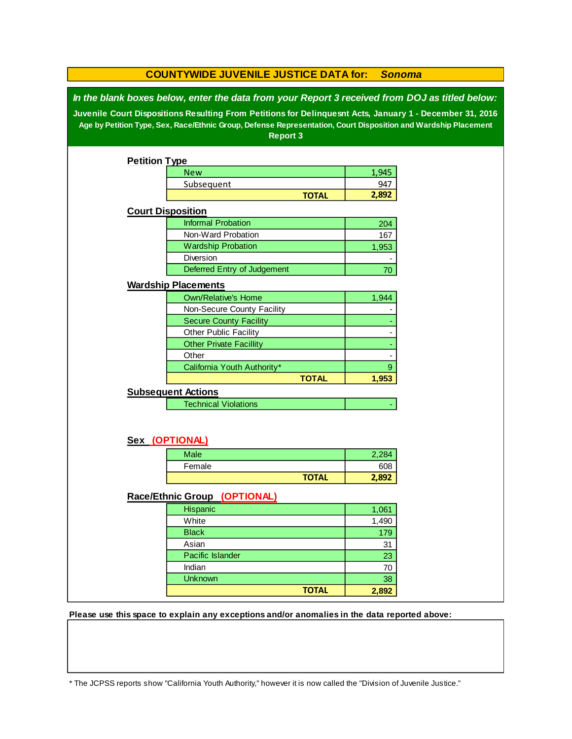# COUNTYWIDE JUVENILE JUSTICE DATA for: *Sonoma*

***In the blank boxes below, enter the data from your Report 3 received from DOJ as titled below:***

**Juvenile Court Dispositions Resulting From Petitions for Delinquesnt Acts, January 1 - December 31, 2016**

**Age by Petition Type, Sex, Race/Ethnic Group, Defense Representation, Court Disposition and Wardship Placement**

**Report 3**

## Petition Type

| | |
|---|---|
| New | 1,945 |
| Subsequent | 947 |
| **TOTAL** | **2,892** |

## Court Disposition

| | |
|---|---|
| Informal Probation | 204 |
| Non-Ward Probation | 167 |
| Wardship Probation | 1,953 |
| Diversion | - |
| Deferred Entry of Judgement | 70 |

## Wardship Placements

| | |
|---|---|
| Own/Relative's Home | 1,944 |
| Non-Secure County Facility | - |
| Secure County Facility | - |
| Other Public Facility | - |
| Other Private Facillity | - |
| Other | - |
| California Youth Authority* | 9 |
| **TOTAL** | **1,953** |

## Subsequent Actions

| | |
|---|---|
| Technical Violations | - |

## Sex (OPTIONAL)

| | |
|---|---|
| Male | 2,284 |
| Female | 608 |
| **TOTAL** | **2,892** |

## Race/Ethnic Group (OPTIONAL)

| | |
|---|---|
| Hispanic | 1,061 |
| White | 1,490 |
| Black | 179 |
| Asian | 31 |
| Pacific Islander | 23 |
| Indian | 70 |
| Unknown | 38 |
| **TOTAL** | **2,892** |

**Please use this space to explain any exceptions and/or anomalies in the data reported above:**

* The JCPSS reports show "California Youth Authority," however it is now called the "Division of Juvenile Justice."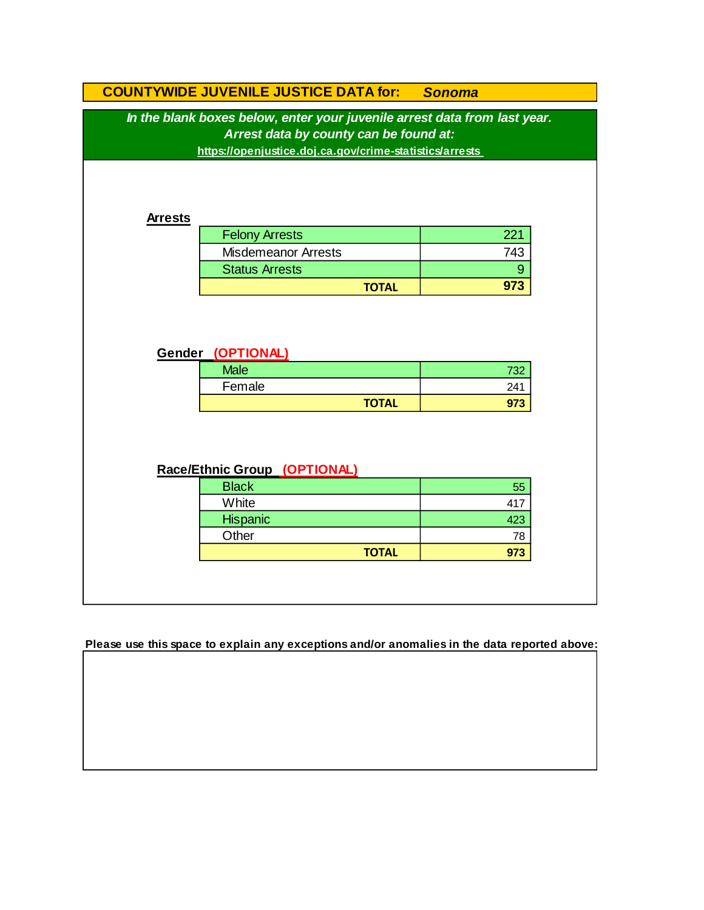# COUNTYWIDE JUVENILE JUSTICE DATA for: *Sonoma*

***In the blank boxes below, enter your juvenile arrest data from last year.***
***Arrest data by county can be found at:***
**https://openjustice.doj.ca.gov/crime-statistics/arrests**

**Arrests**

| | |
|---|---|
| Felony Arrests | 221 |
| Misdemeanor Arrests | 743 |
| Status Arrests | 9 |
| **TOTAL** | **973** |

**Gender (OPTIONAL)**

| | |
|---|---|
| Male | 732 |
| Female | 241 |
| **TOTAL** | **973** |

**Race/Ethnic Group (OPTIONAL)**

| | |
|---|---|
| Black | 55 |
| White | 417 |
| Hispanic | 423 |
| Other | 78 |
| **TOTAL** | **973** |

**Please use this space to explain any exceptions and/or anomalies in the data reported above:**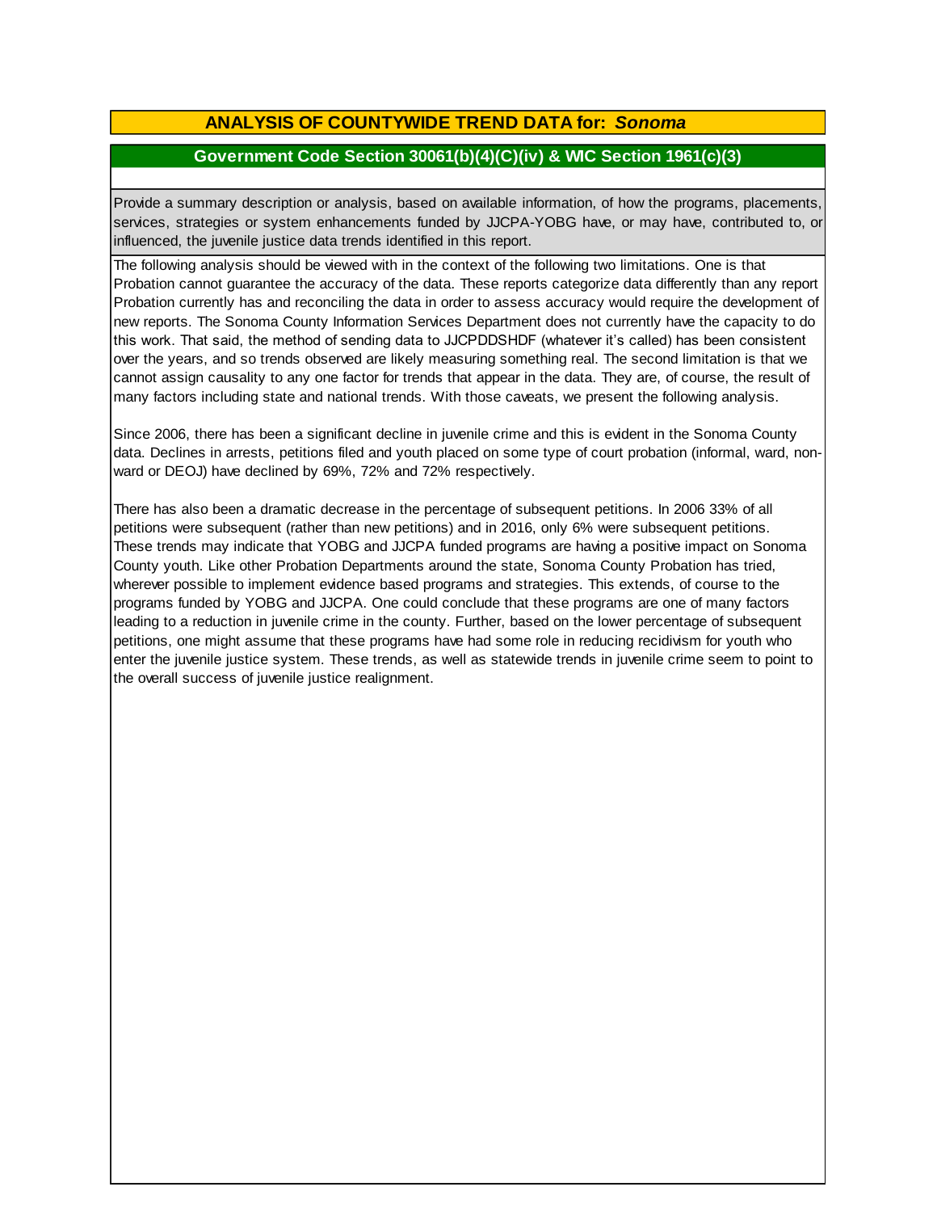## ANALYSIS OF COUNTYWIDE TREND DATA for: *Sonoma*

### Government Code Section 30061(b)(4)(C)(iv) & WIC Section 1961(c)(3)

Provide a summary description or analysis, based on available information, of how the programs, placements, services, strategies or system enhancements funded by JJCPA-YOBG have, or may have, contributed to, or influenced, the juvenile justice data trends identified in this report.

The following analysis should be viewed with in the context of the following two limitations. One is that Probation cannot guarantee the accuracy of the data. These reports categorize data differently than any report Probation currently has and reconciling the data in order to assess accuracy would require the development of new reports. The Sonoma County Information Services Department does not currently have the capacity to do this work. That said, the method of sending data to JJCPDDSHDF (whatever it's called) has been consistent over the years, and so trends observed are likely measuring something real. The second limitation is that we cannot assign causality to any one factor for trends that appear in the data. They are, of course, the result of many factors including state and national trends. With those caveats, we present the following analysis.

Since 2006, there has been a significant decline in juvenile crime and this is evident in the Sonoma County data. Declines in arrests, petitions filed and youth placed on some type of court probation (informal, ward, non-ward or DEOJ) have declined by 69%, 72% and 72% respectively.

There has also been a dramatic decrease in the percentage of subsequent petitions. In 2006 33% of all petitions were subsequent (rather than new petitions) and in 2016, only 6% were subsequent petitions. These trends may indicate that YOBG and JJCPA funded programs are having a positive impact on Sonoma County youth. Like other Probation Departments around the state, Sonoma County Probation has tried, wherever possible to implement evidence based programs and strategies. This extends, of course to the programs funded by YOBG and JJCPA. One could conclude that these programs are one of many factors leading to a reduction in juvenile crime in the county. Further, based on the lower percentage of subsequent petitions, one might assume that these programs have had some role in reducing recidivism for youth who enter the juvenile justice system. These trends, as well as statewide trends in juvenile crime seem to point to the overall success of juvenile justice realignment.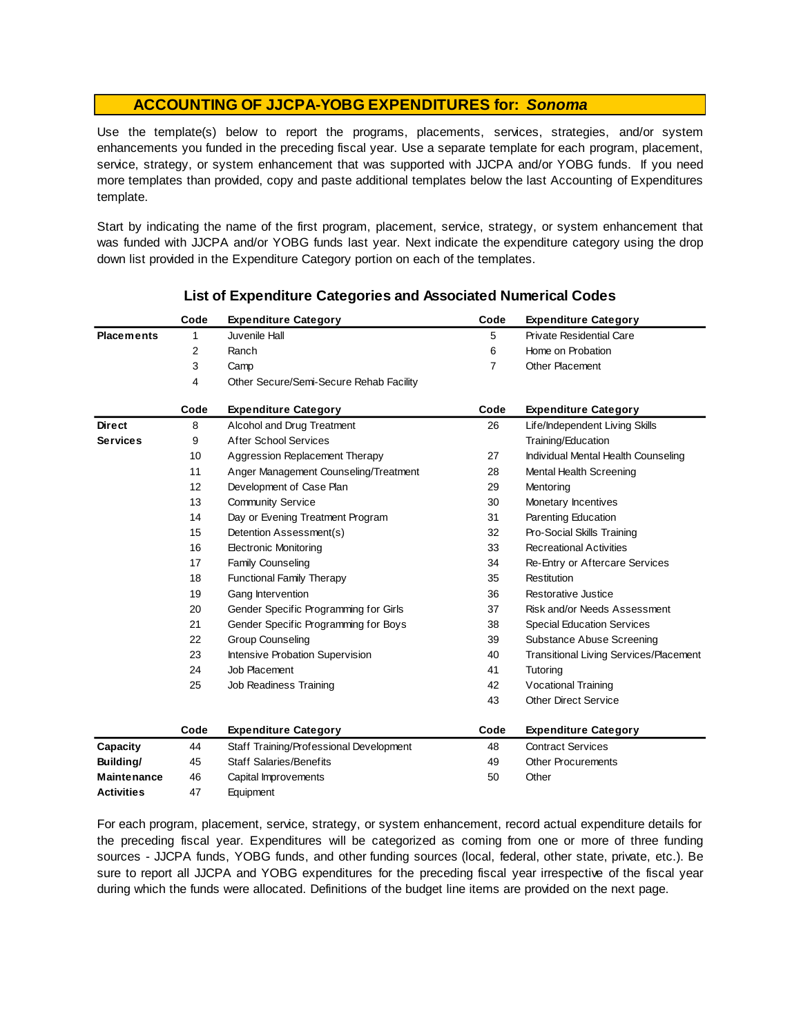## ACCOUNTING OF JJCPA-YOBG EXPENDITURES for: *Sonoma*

Use the template(s) below to report the programs, placements, services, strategies, and/or system enhancements you funded in the preceding fiscal year. Use a separate template for each program, placement, service, strategy, or system enhancement that was supported with JJCPA and/or YOBG funds. If you need more templates than provided, copy and paste additional templates below the last Accounting of Expenditures template.

Start by indicating the name of the first program, placement, service, strategy, or system enhancement that was funded with JJCPA and/or YOBG funds last year. Next indicate the expenditure category using the drop down list provided in the Expenditure Category portion on each of the templates.

### List of Expenditure Categories and Associated Numerical Codes

| | Code | Expenditure Category | Code | Expenditure Category |
|---|---|---|---|---|
| **Placements** | 1 | Juvenile Hall | 5 | Private Residential Care |
| | 2 | Ranch | 6 | Home on Probation |
| | 3 | Camp | 7 | Other Placement |
| | 4 | Other Secure/Semi-Secure Rehab Facility | | |

| | Code | Expenditure Category | Code | Expenditure Category |
|---|---|---|---|---|
| **Direct Services** | 8 | Alcohol and Drug Treatment | 26 | Life/Independent Living Skills Training/Education |
| | 9 | After School Services | | |
| | 10 | Aggression Replacement Therapy | 27 | Individual Mental Health Counseling |
| | 11 | Anger Management Counseling/Treatment | 28 | Mental Health Screening |
| | 12 | Development of Case Plan | 29 | Mentoring |
| | 13 | Community Service | 30 | Monetary Incentives |
| | 14 | Day or Evening Treatment Program | 31 | Parenting Education |
| | 15 | Detention Assessment(s) | 32 | Pro-Social Skills Training |
| | 16 | Electronic Monitoring | 33 | Recreational Activities |
| | 17 | Family Counseling | 34 | Re-Entry or Aftercare Services |
| | 18 | Functional Family Therapy | 35 | Restitution |
| | 19 | Gang Intervention | 36 | Restorative Justice |
| | 20 | Gender Specific Programming for Girls | 37 | Risk and/or Needs Assessment |
| | 21 | Gender Specific Programming for Boys | 38 | Special Education Services |
| | 22 | Group Counseling | 39 | Substance Abuse Screening |
| | 23 | Intensive Probation Supervision | 40 | Transitional Living Services/Placement |
| | 24 | Job Placement | 41 | Tutoring |
| | 25 | Job Readiness Training | 42 | Vocational Training |
| | | | 43 | Other Direct Service |

| | Code | Expenditure Category | Code | Expenditure Category |
|---|---|---|---|---|
| **Capacity Building/ Maintenance Activities** | 44 | Staff Training/Professional Development | 48 | Contract Services |
| | 45 | Staff Salaries/Benefits | 49 | Other Procurements |
| | 46 | Capital Improvements | 50 | Other |
| | 47 | Equipment | | |

For each program, placement, service, strategy, or system enhancement, record actual expenditure details for the preceding fiscal year. Expenditures will be categorized as coming from one or more of three funding sources - JJCPA funds, YOBG funds, and other funding sources (local, federal, other state, private, etc.). Be sure to report all JJCPA and YOBG expenditures for the preceding fiscal year irrespective of the fiscal year during which the funds were allocated. Definitions of the budget line items are provided on the next page.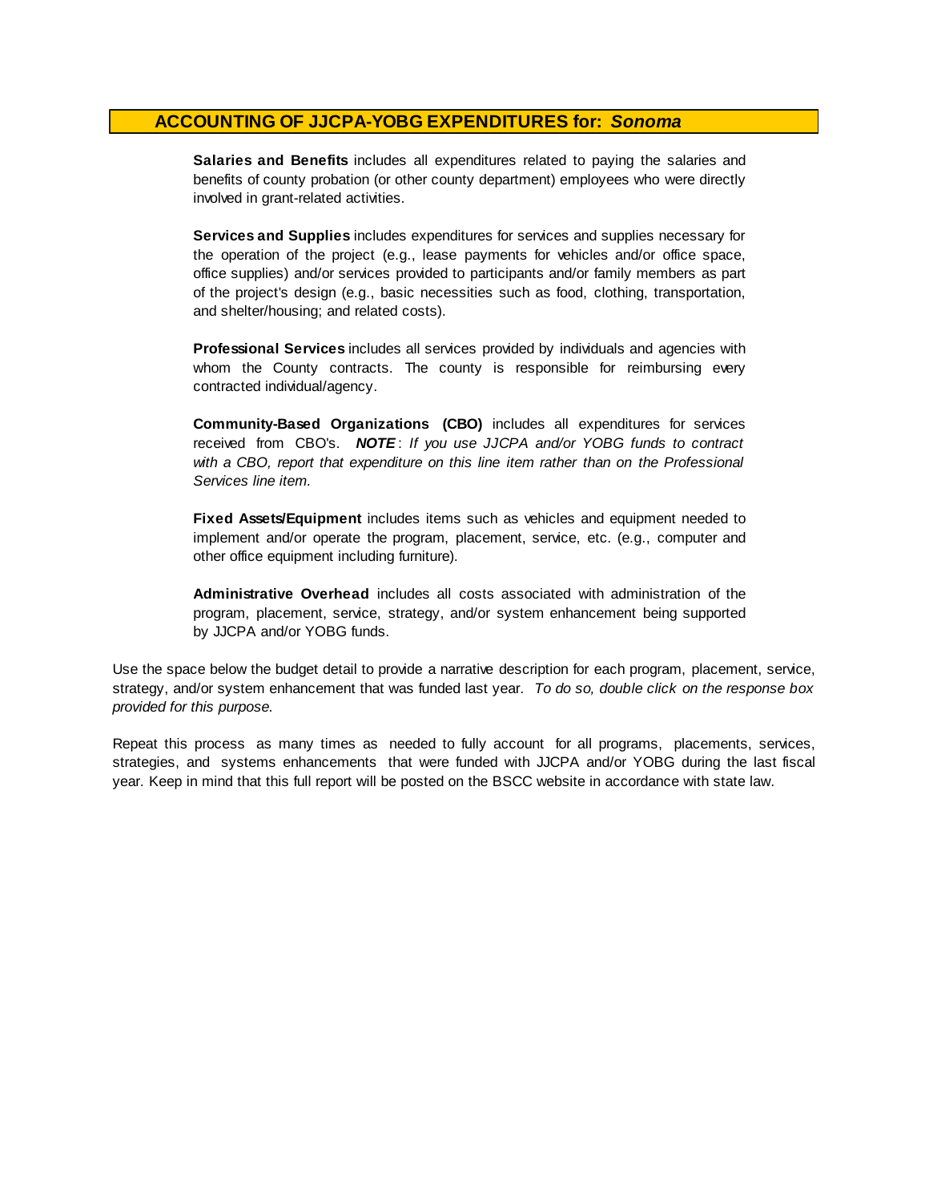## ACCOUNTING OF JJCPA-YOBG EXPENDITURES for: *Sonoma*

**Salaries and Benefits** includes all expenditures related to paying the salaries and benefits of county probation (or other county department) employees who were directly involved in grant-related activities.

**Services and Supplies** includes expenditures for services and supplies necessary for the operation of the project (e.g., lease payments for vehicles and/or office space, office supplies) and/or services provided to participants and/or family members as part of the project's design (e.g., basic necessities such as food, clothing, transportation, and shelter/housing; and related costs).

**Professional Services** includes all services provided by individuals and agencies with whom the County contracts. The county is responsible for reimbursing every contracted individual/agency.

**Community-Based Organizations (CBO)** includes all expenditures for services received from CBO's. ***NOTE***: *If you use JJCPA and/or YOBG funds to contract with a CBO, report that expenditure on this line item rather than on the Professional Services line item.*

**Fixed Assets/Equipment** includes items such as vehicles and equipment needed to implement and/or operate the program, placement, service, etc. (e.g., computer and other office equipment including furniture).

**Administrative Overhead** includes all costs associated with administration of the program, placement, service, strategy, and/or system enhancement being supported by JJCPA and/or YOBG funds.

Use the space below the budget detail to provide a narrative description for each program, placement, service, strategy, and/or system enhancement that was funded last year. *To do so, double click on the response box provided for this purpose.*

Repeat this process as many times as needed to fully account for all programs, placements, services, strategies, and systems enhancements that were funded with JJCPA and/or YOBG during the last fiscal year. Keep in mind that this full report will be posted on the BSCC website in accordance with state law.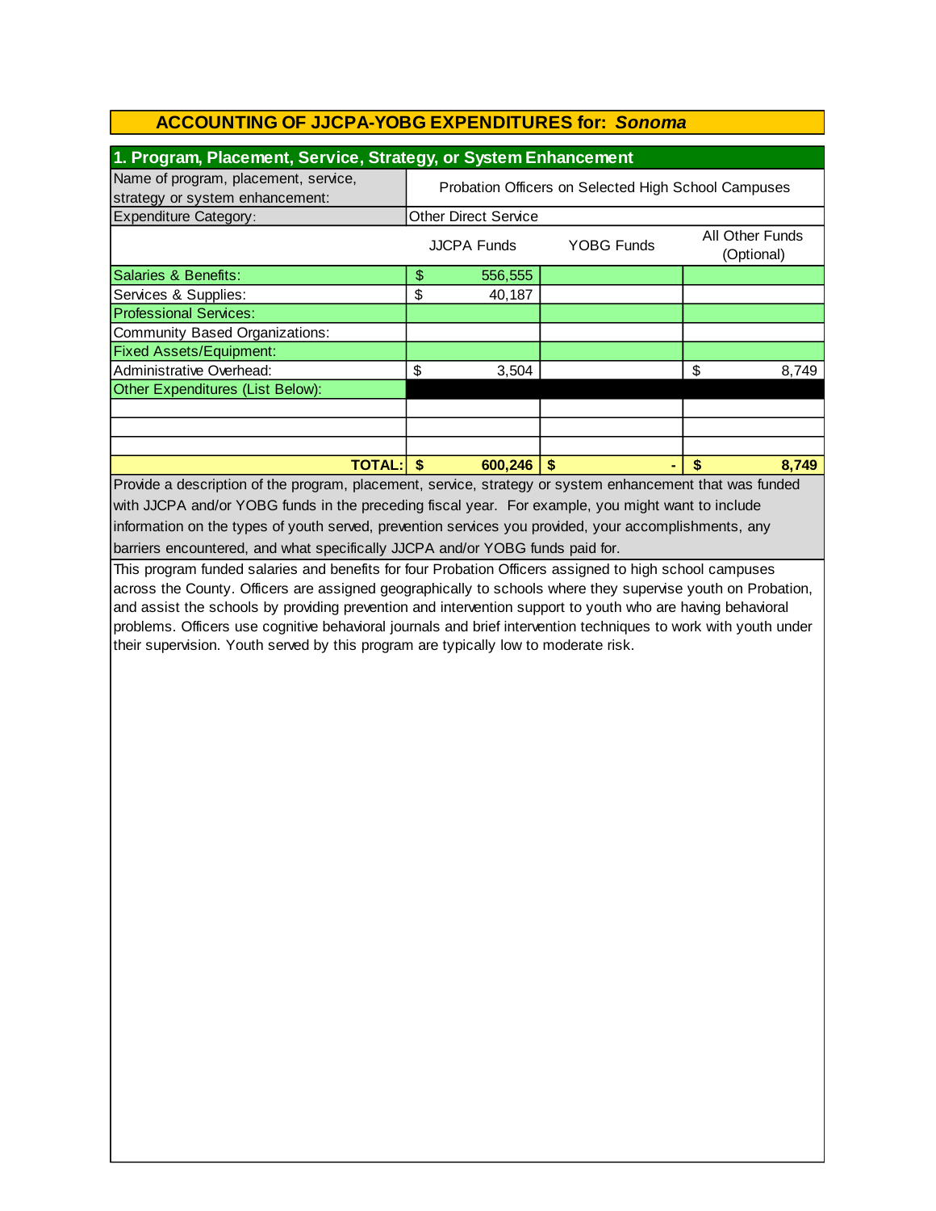## ACCOUNTING OF JJCPA-YOBG EXPENDITURES for: *Sonoma*

### 1. Program, Placement, Service, Strategy, or System Enhancement

| Name of program, placement, service, strategy or system enhancement: | Probation Officers on Selected High School Campuses | | |
|---|---|---|---|
| Expenditure Category: | Other Direct Service | | |
| | JJCPA Funds | YOBG Funds | All Other Funds (Optional) |
| Salaries & Benefits: | $ 556,555 | | |
| Services & Supplies: | $ 40,187 | | |
| Professional Services: | | | |
| Community Based Organizations: | | | |
| Fixed Assets/Equipment: | | | |
| Administrative Overhead: | $ 3,504 | | $ 8,749 |
| Other Expenditures (List Below): | | | |
| | | | |
| | | | |
| | | | |
| **TOTAL:** | **$ 600,246** | **$ -** | **$ 8,749** |

Provide a description of the program, placement, service, strategy or system enhancement that was funded with JJCPA and/or YOBG funds in the preceding fiscal year. For example, you might want to include information on the types of youth served, prevention services you provided, your accomplishments, any barriers encountered, and what specifically JJCPA and/or YOBG funds paid for.

This program funded salaries and benefits for four Probation Officers assigned to high school campuses across the County. Officers are assigned geographically to schools where they supervise youth on Probation, and assist the schools by providing prevention and intervention support to youth who are having behavioral problems. Officers use cognitive behavioral journals and brief intervention techniques to work with youth under their supervision. Youth served by this program are typically low to moderate risk.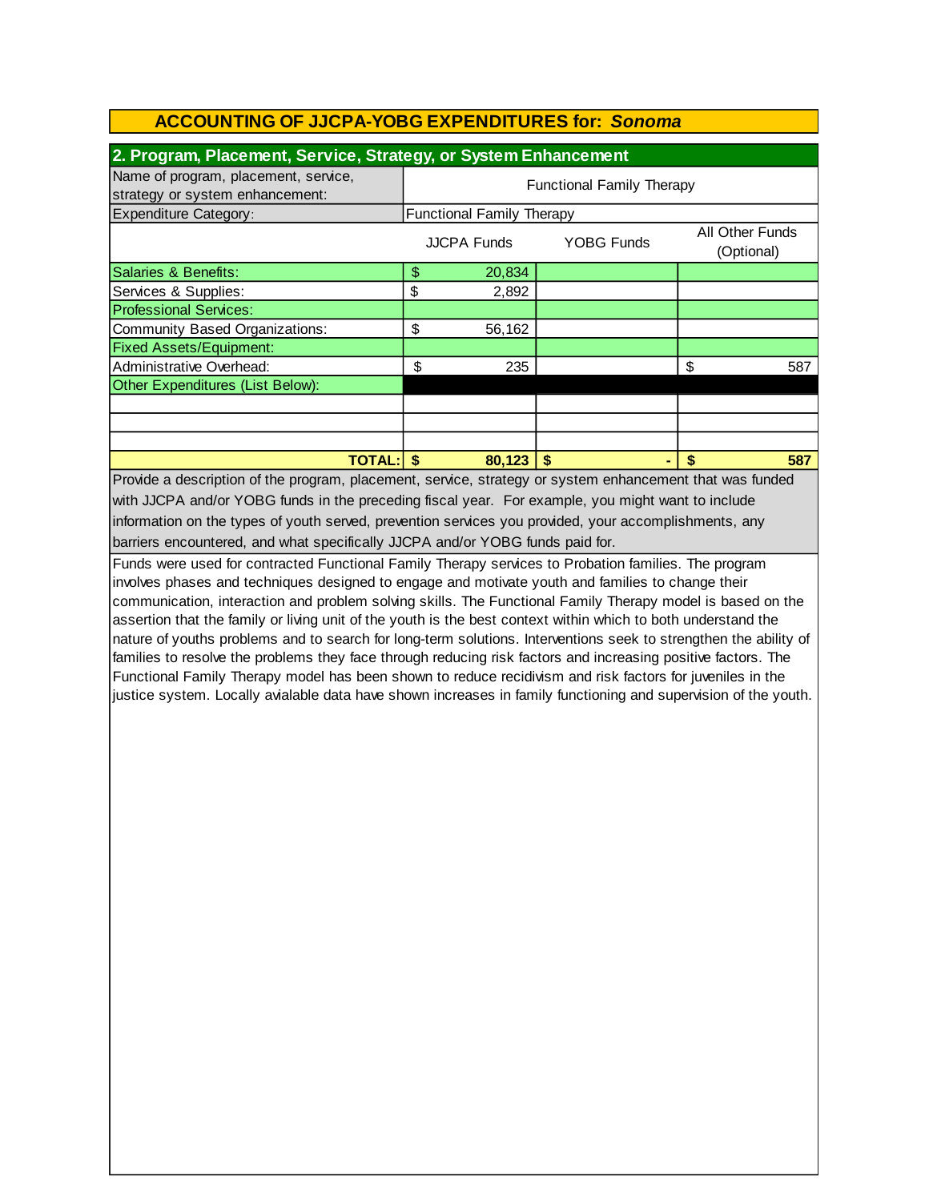## ACCOUNTING OF JJCPA-YOBG EXPENDITURES for: *Sonoma*

### 2. Program, Placement, Service, Strategy, or System Enhancement

| Name of program, placement, service, strategy or system enhancement: | Functional Family Therapy | | |
|---|---|---|---|
| Expenditure Category: | Functional Family Therapy | | |
| | JJCPA Funds | YOBG Funds | All Other Funds (Optional) |
| Salaries & Benefits: | $ 20,834 | | |
| Services & Supplies: | $ 2,892 | | |
| Professional Services: | | | |
| Community Based Organizations: | $ 56,162 | | |
| Fixed Assets/Equipment: | | | |
| Administrative Overhead: | $ 235 | | $ 587 |
| Other Expenditures (List Below): | | | |
| | | | |
| | | | |
| | | | |
| **TOTAL:** | **$ 80,123** | **$ -** | **$ 587** |

Provide a description of the program, placement, service, strategy or system enhancement that was funded with JJCPA and/or YOBG funds in the preceding fiscal year. For example, you might want to include information on the types of youth served, prevention services you provided, your accomplishments, any barriers encountered, and what specifically JJCPA and/or YOBG funds paid for.

Funds were used for contracted Functional Family Therapy services to Probation families. The program involves phases and techniques designed to engage and motivate youth and families to change their communication, interaction and problem solving skills. The Functional Family Therapy model is based on the assertion that the family or living unit of the youth is the best context within which to both understand the nature of youths problems and to search for long-term solutions. Interventions seek to strengthen the ability of families to resolve the problems they face through reducing risk factors and increasing positive factors. The Functional Family Therapy model has been shown to reduce recidivism and risk factors for juveniles in the justice system. Locally avialable data have shown increases in family functioning and supervision of the youth.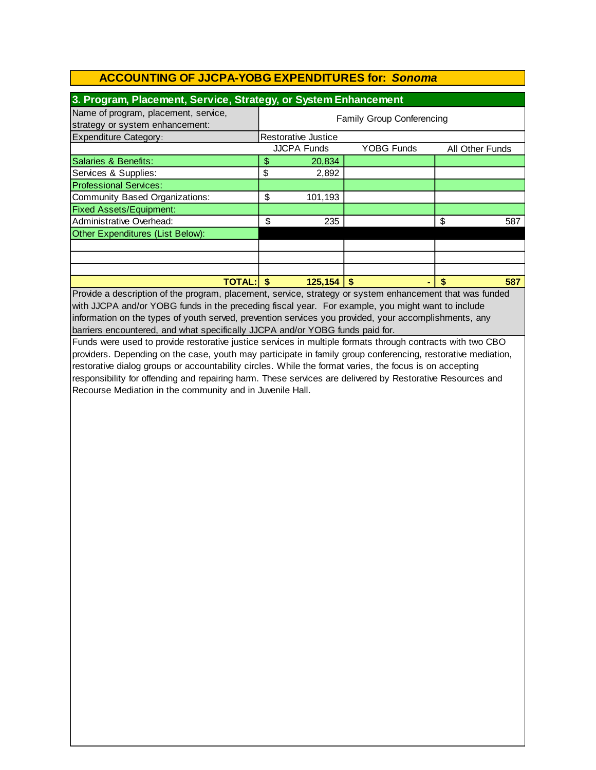## ACCOUNTING OF JJCPA-YOBG EXPENDITURES for: *Sonoma*

### 3. Program, Placement, Service, Strategy, or System Enhancement

| Name of program, placement, service, strategy or system enhancement: | Family Group Conferencing | | |
|---|---|---|---|
| Expenditure Category: | Restorative Justice | | |
| | JJCPA Funds | YOBG Funds | All Other Funds |
| Salaries & Benefits: | $ 20,834 | | |
| Services & Supplies: | $ 2,892 | | |
| Professional Services: | | | |
| Community Based Organizations: | $ 101,193 | | |
| Fixed Assets/Equipment: | | | |
| Administrative Overhead: | $ 235 | | $ 587 |
| Other Expenditures (List Below): | | | |
| | | | |
| | | | |
| | | | |
| **TOTAL:** | **$ 125,154** | **$ -** | **$ 587** |

Provide a description of the program, placement, service, strategy or system enhancement that was funded with JJCPA and/or YOBG funds in the preceding fiscal year. For example, you might want to include information on the types of youth served, prevention services you provided, your accomplishments, any barriers encountered, and what specifically JJCPA and/or YOBG funds paid for.

Funds were used to provide restorative justice services in multiple formats through contracts with two CBO providers. Depending on the case, youth may participate in family group conferencing, restorative mediation, restorative dialog groups or accountability circles. While the format varies, the focus is on accepting responsibility for offending and repairing harm. These services are delivered by Restorative Resources and Recourse Mediation in the community and in Juvenile Hall.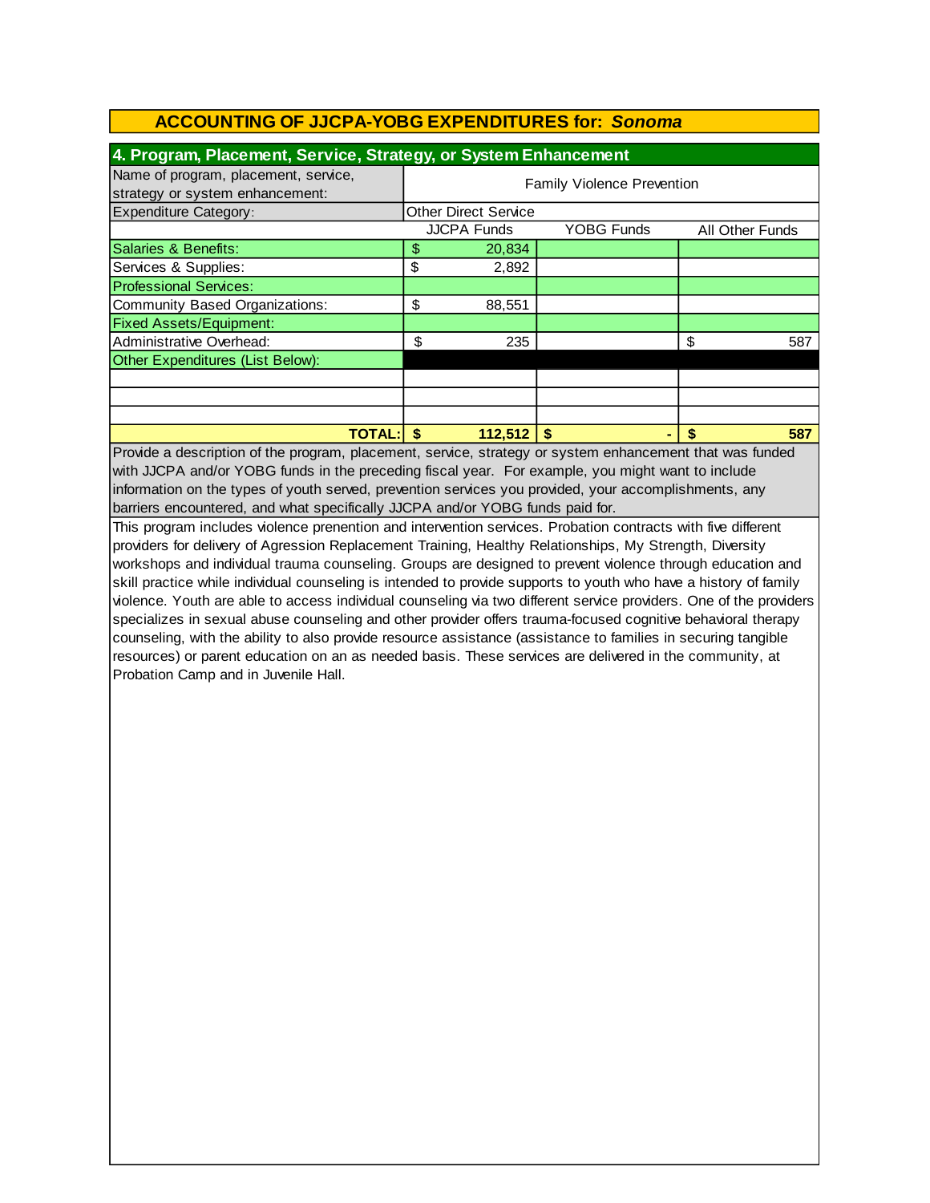## ACCOUNTING OF JJCPA-YOBG EXPENDITURES for: *Sonoma*

### 4. Program, Placement, Service, Strategy, or System Enhancement

| Name of program, placement, service, strategy or system enhancement: | Family Violence Prevention | | |
|---|---|---|---|
| Expenditure Category: | Other Direct Service | | |
| | JJCPA Funds | YOBG Funds | All Other Funds |
| Salaries & Benefits: | $ 20,834 | | |
| Services & Supplies: | $ 2,892 | | |
| Professional Services: | | | |
| Community Based Organizations: | $ 88,551 | | |
| Fixed Assets/Equipment: | | | |
| Administrative Overhead: | $ 235 | | $ 587 |
| Other Expenditures (List Below): | | | |
| | | | |
| | | | |
| | | | |
| **TOTAL:** | **$ 112,512** | **$ -** | **$ 587** |

Provide a description of the program, placement, service, strategy or system enhancement that was funded with JJCPA and/or YOBG funds in the preceding fiscal year. For example, you might want to include information on the types of youth served, prevention services you provided, your accomplishments, any barriers encountered, and what specifically JJCPA and/or YOBG funds paid for.

This program includes violence prenention and intervention services. Probation contracts with five different providers for delivery of Agression Replacement Training, Healthy Relationships, My Strength, Diversity workshops and individual trauma counseling. Groups are designed to prevent violence through education and skill practice while individual counseling is intended to provide supports to youth who have a history of family violence. Youth are able to access individual counseling via two different service providers. One of the providers specializes in sexual abuse counseling and other provider offers trauma-focused cognitive behavioral therapy counseling, with the ability to also provide resource assistance (assistance to families in securing tangible resources) or parent education on an as needed basis. These services are delivered in the community, at Probation Camp and in Juvenile Hall.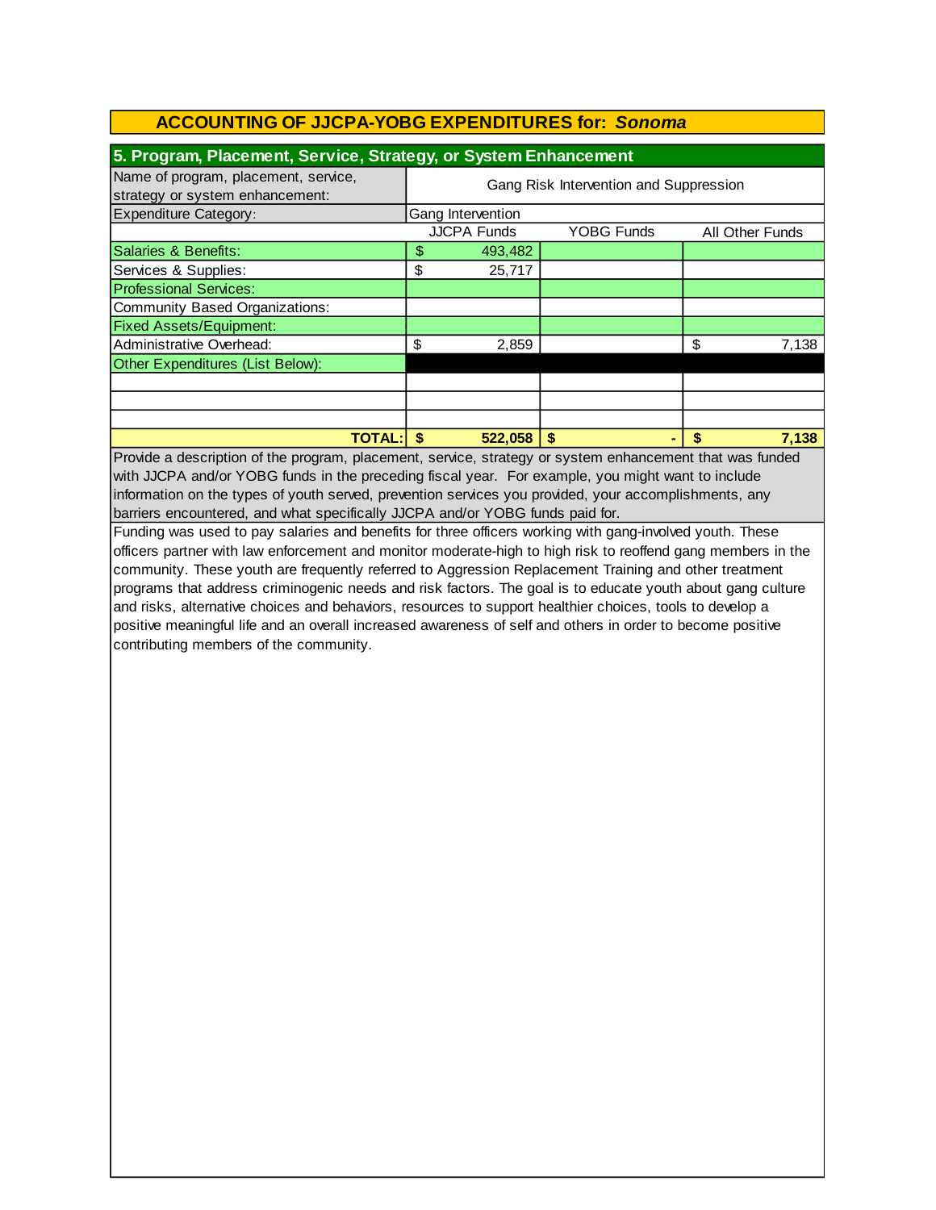# ACCOUNTING OF JJCPA-YOBG EXPENDITURES for: *Sonoma*

## 5. Program, Placement, Service, Strategy, or System Enhancement

| Name of program, placement, service, strategy or system enhancement: | Gang Risk Intervention and Suppression | | |
|---|---|---|---|
| Expenditure Category: | Gang Intervention | | |
| | JJCPA Funds | YOBG Funds | All Other Funds |
| Salaries & Benefits: | $ 493,482 | | |
| Services & Supplies: | $ 25,717 | | |
| Professional Services: | | | |
| Community Based Organizations: | | | |
| Fixed Assets/Equipment: | | | |
| Administrative Overhead: | $ 2,859 | | $ 7,138 |
| Other Expenditures (List Below): | | | |
| | | | |
| | | | |
| | | | |
| **TOTAL:** | **$ 522,058** | **$ -** | **$ 7,138** |

Provide a description of the program, placement, service, strategy or system enhancement that was funded with JJCPA and/or YOBG funds in the preceding fiscal year. For example, you might want to include information on the types of youth served, prevention services you provided, your accomplishments, any barriers encountered, and what specifically JJCPA and/or YOBG funds paid for.

Funding was used to pay salaries and benefits for three officers working with gang-involved youth. These officers partner with law enforcement and monitor moderate-high to high risk to reoffend gang members in the community. These youth are frequently referred to Aggression Replacement Training and other treatment programs that address criminogenic needs and risk factors. The goal is to educate youth about gang culture and risks, alternative choices and behaviors, resources to support healthier choices, tools to develop a positive meaningful life and an overall increased awareness of self and others in order to become positive contributing members of the community.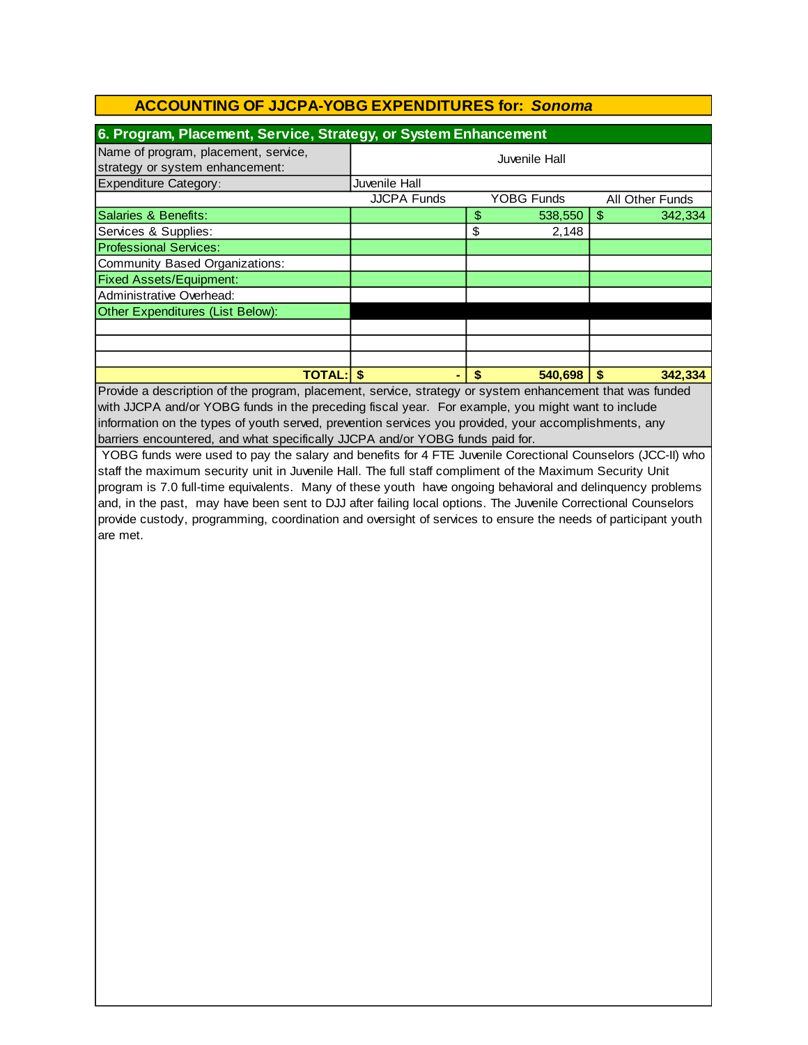## ACCOUNTING OF JJCPA-YOBG EXPENDITURES for: *Sonoma*

### 6. Program, Placement, Service, Strategy, or System Enhancement

| Name of program, placement, service, strategy or system enhancement: | Juvenile Hall | | |
|---|---|---|---|
| Expenditure Category: | Juvenile Hall | | |
| | JJCPA Funds | YOBG Funds | All Other Funds |
| Salaries & Benefits: | | $ 538,550 | $ 342,334 |
| Services & Supplies: | | $ 2,148 | |
| Professional Services: | | | |
| Community Based Organizations: | | | |
| Fixed Assets/Equipment: | | | |
| Administrative Overhead: | | | |
| Other Expenditures (List Below): | | | |
| | | | |
| | | | |
| | | | |
| **TOTAL:** | **$ -** | **$ 540,698** | **$ 342,334** |

Provide a description of the program, placement, service, strategy or system enhancement that was funded with JJCPA and/or YOBG funds in the preceding fiscal year. For example, you might want to include information on the types of youth served, prevention services you provided, your accomplishments, any barriers encountered, and what specifically JJCPA and/or YOBG funds paid for.

YOBG funds were used to pay the salary and benefits for 4 FTE Juvenile Corectional Counselors (JCC-II) who staff the maximum security unit in Juvenile Hall. The full staff compliment of the Maximum Security Unit program is 7.0 full-time equivalents. Many of these youth have ongoing behavioral and delinquency problems and, in the past, may have been sent to DJJ after failing local options. The Juvenile Correctional Counselors provide custody, programming, coordination and oversight of services to ensure the needs of participant youth are met.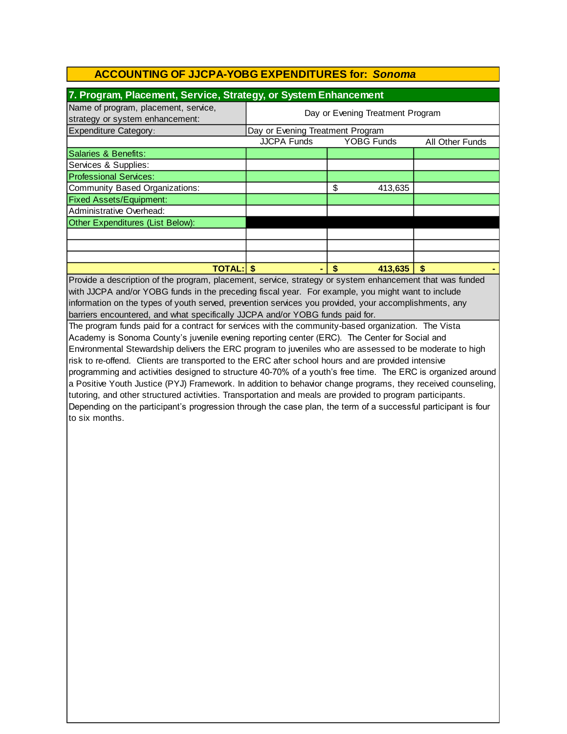## ACCOUNTING OF JJCPA-YOBG EXPENDITURES for: *Sonoma*

### 7. Program, Placement, Service, Strategy, or System Enhancement

| Name of program, placement, service, strategy or system enhancement: | Day or Evening Treatment Program | | |
|---|---|---|---|
| Expenditure Category: | Day or Evening Treatment Program | | |
| | JJCPA Funds | YOBG Funds | All Other Funds |
| Salaries & Benefits: | | | |
| Services & Supplies: | | | |
| Professional Services: | | | |
| Community Based Organizations: | | $ 413,635 | |
| Fixed Assets/Equipment: | | | |
| Administrative Overhead: | | | |
| Other Expenditures (List Below): | | | |
| | | | |
| | | | |
| | | | |
| **TOTAL:** | **$ -** | **$ 413,635** | **$ -** |

Provide a description of the program, placement, service, strategy or system enhancement that was funded with JJCPA and/or YOBG funds in the preceding fiscal year. For example, you might want to include information on the types of youth served, prevention services you provided, your accomplishments, any barriers encountered, and what specifically JJCPA and/or YOBG funds paid for.

The program funds paid for a contract for services with the community-based organization. The Vista Academy is Sonoma County's juvenile evening reporting center (ERC). The Center for Social and Environmental Stewardship delivers the ERC program to juveniles who are assessed to be moderate to high risk to re-offend. Clients are transported to the ERC after school hours and are provided intensive programming and activities designed to structure 40-70% of a youth's free time. The ERC is organized around a Positive Youth Justice (PYJ) Framework. In addition to behavior change programs, they received counseling, tutoring, and other structured activities. Transportation and meals are provided to program participants. Depending on the participant's progression through the case plan, the term of a successful participant is four to six months.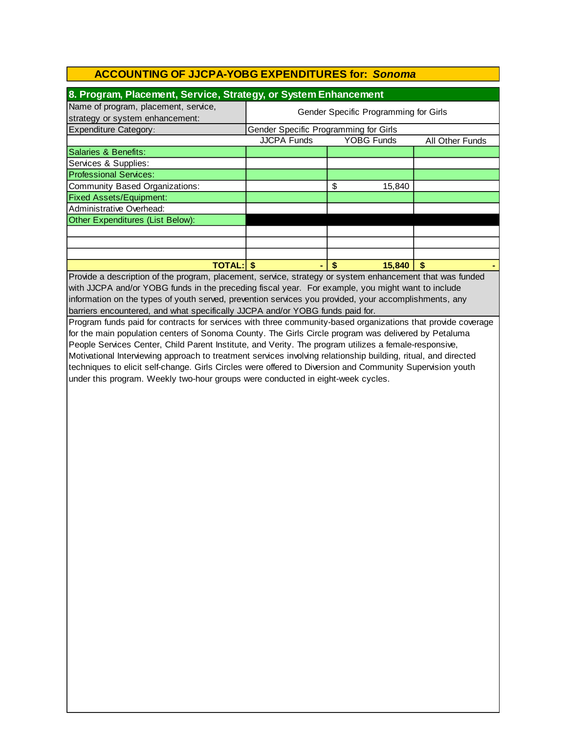## ACCOUNTING OF JJCPA-YOBG EXPENDITURES for: *Sonoma*

### 8. Program, Placement, Service, Strategy, or System Enhancement

| Name of program, placement, service, strategy or system enhancement: | Gender Specific Programming for Girls | | |
|---|---|---|---|
| Expenditure Category: | Gender Specific Programming for Girls | | |
| | JJCPA Funds | YOBG Funds | All Other Funds |
| Salaries & Benefits: | | | |
| Services & Supplies: | | | |
| Professional Services: | | | |
| Community Based Organizations: | | $ 15,840 | |
| Fixed Assets/Equipment: | | | |
| Administrative Overhead: | | | |
| Other Expenditures (List Below): | | | |
| | | | |
| | | | |
| | | | |
| **TOTAL:** | **$ -** | **$ 15,840** | **$ -** |

Provide a description of the program, placement, service, strategy or system enhancement that was funded with JJCPA and/or YOBG funds in the preceding fiscal year. For example, you might want to include information on the types of youth served, prevention services you provided, your accomplishments, any barriers encountered, and what specifically JJCPA and/or YOBG funds paid for.

Program funds paid for contracts for services with three community-based organizations that provide coverage for the main population centers of Sonoma County. The Girls Circle program was delivered by Petaluma People Services Center, Child Parent Institute, and Verity. The program utilizes a female-responsive, Motivational Interviewing approach to treatment services involving relationship building, ritual, and directed techniques to elicit self-change. Girls Circles were offered to Diversion and Community Supervision youth under this program. Weekly two-hour groups were conducted in eight-week cycles.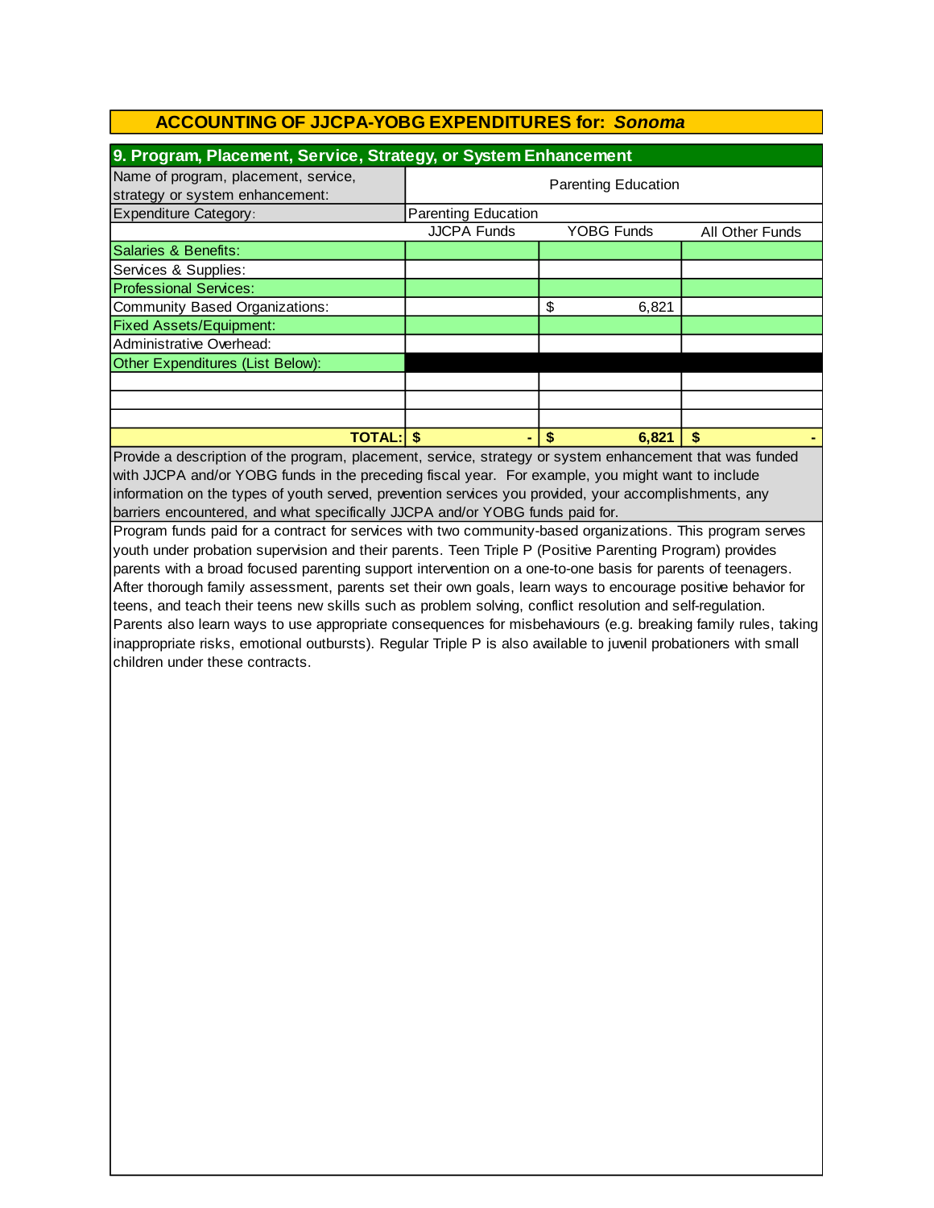## ACCOUNTING OF JJCPA-YOBG EXPENDITURES for: *Sonoma*

### 9. Program, Placement, Service, Strategy, or System Enhancement

| Name of program, placement, service, strategy or system enhancement: | Parenting Education | | |
|---|---|---|---|
| Expenditure Category: | Parenting Education | | |
| | JJCPA Funds | YOBG Funds | All Other Funds |
| Salaries & Benefits: | | | |
| Services & Supplies: | | | |
| Professional Services: | | | |
| Community Based Organizations: | | $ 6,821 | |
| Fixed Assets/Equipment: | | | |
| Administrative Overhead: | | | |
| Other Expenditures (List Below): | | | |
| | | | |
| | | | |
| | | | |
| **TOTAL:** | **$ -** | **$ 6,821** | **$ -** |

Provide a description of the program, placement, service, strategy or system enhancement that was funded with JJCPA and/or YOBG funds in the preceding fiscal year. For example, you might want to include information on the types of youth served, prevention services you provided, your accomplishments, any barriers encountered, and what specifically JJCPA and/or YOBG funds paid for.

Program funds paid for a contract for services with two community-based organizations. This program serves youth under probation supervision and their parents. Teen Triple P (Positive Parenting Program) provides parents with a broad focused parenting support intervention on a one-to-one basis for parents of teenagers. After thorough family assessment, parents set their own goals, learn ways to encourage positive behavior for teens, and teach their teens new skills such as problem solving, conflict resolution and self-regulation. Parents also learn ways to use appropriate consequences for misbehaviours (e.g. breaking family rules, taking inappropriate risks, emotional outbursts). Regular Triple P is also available to juvenil probationers with small children under these contracts.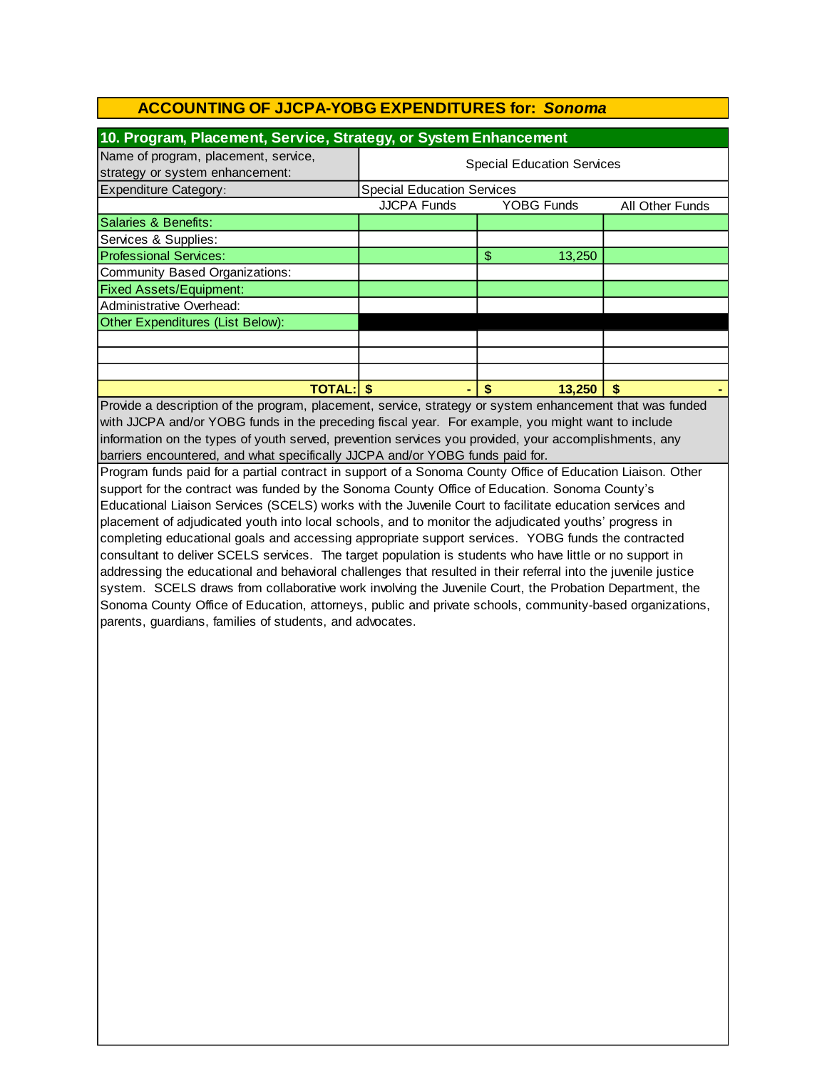## ACCOUNTING OF JJCPA-YOBG EXPENDITURES for: *Sonoma*

### 10. Program, Placement, Service, Strategy, or System Enhancement

| Name of program, placement, service, strategy or system enhancement: | Special Education Services | | |
|---|---|---|---|
| Expenditure Category: | Special Education Services | | |
| | JJCPA Funds | YOBG Funds | All Other Funds |
| Salaries & Benefits: | | | |
| Services & Supplies: | | | |
| Professional Services: | | $ 13,250 | |
| Community Based Organizations: | | | |
| Fixed Assets/Equipment: | | | |
| Administrative Overhead: | | | |
| Other Expenditures (List Below): | | | |
| | | | |
| | | | |
| | | | |
| **TOTAL:** | **$ -** | **$ 13,250** | **$ -** |

Provide a description of the program, placement, service, strategy or system enhancement that was funded with JJCPA and/or YOBG funds in the preceding fiscal year. For example, you might want to include information on the types of youth served, prevention services you provided, your accomplishments, any barriers encountered, and what specifically JJCPA and/or YOBG funds paid for.

Program funds paid for a partial contract in support of a Sonoma County Office of Education Liaison. Other support for the contract was funded by the Sonoma County Office of Education. Sonoma County's Educational Liaison Services (SCELS) works with the Juvenile Court to facilitate education services and placement of adjudicated youth into local schools, and to monitor the adjudicated youths' progress in completing educational goals and accessing appropriate support services. YOBG funds the contracted consultant to deliver SCELS services. The target population is students who have little or no support in addressing the educational and behavioral challenges that resulted in their referral into the juvenile justice system. SCELS draws from collaborative work involving the Juvenile Court, the Probation Department, the Sonoma County Office of Education, attorneys, public and private schools, community-based organizations, parents, guardians, families of students, and advocates.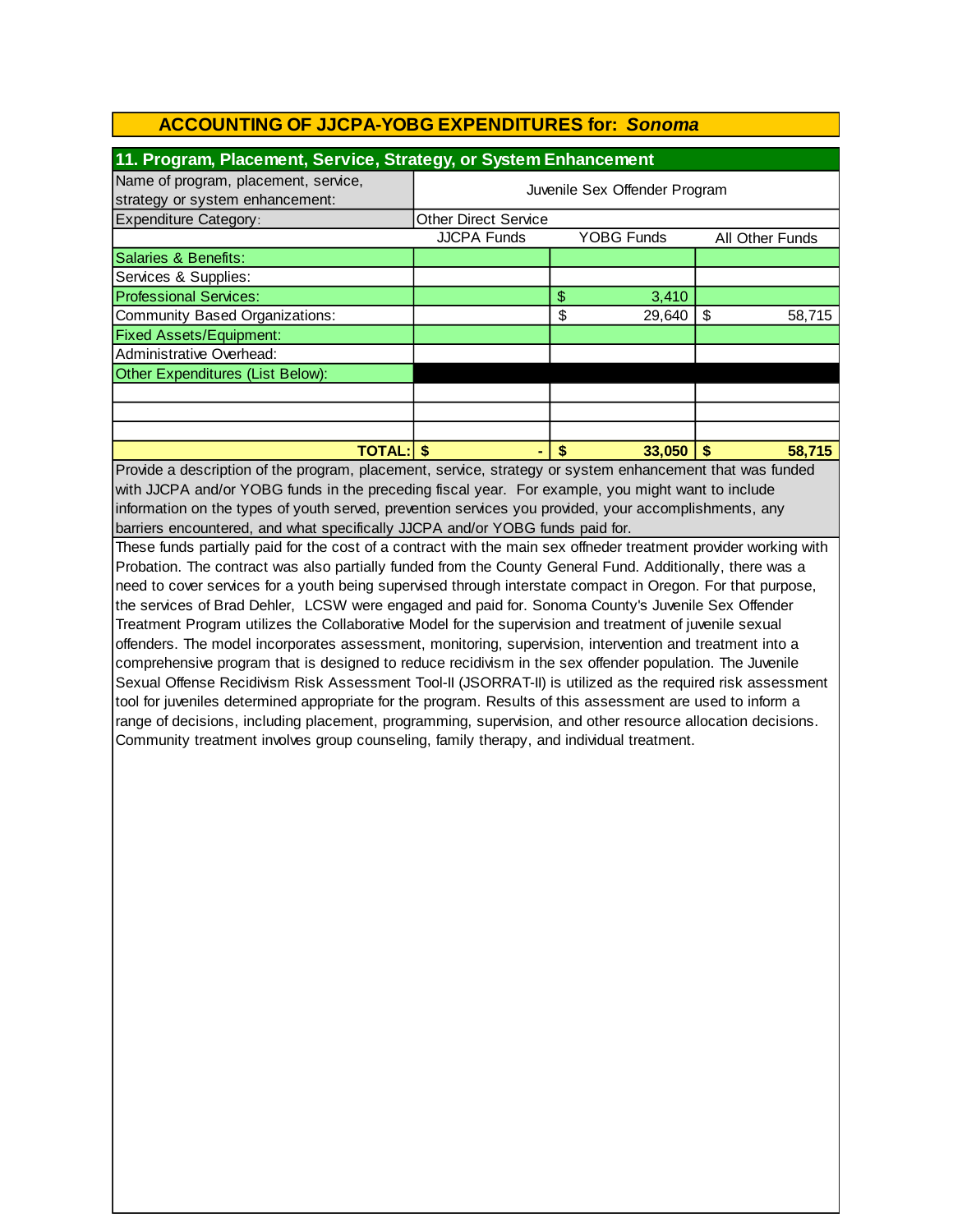# ACCOUNTING OF JJCPA-YOBG EXPENDITURES for: *Sonoma*

## 11. Program, Placement, Service, Strategy, or System Enhancement

| Name of program, placement, service, strategy or system enhancement: | Juvenile Sex Offender Program | | |
|---|---|---|---|
| Expenditure Category: | Other Direct Service | | |
| | JJCPA Funds | YOBG Funds | All Other Funds |
| Salaries & Benefits: | | | |
| Services & Supplies: | | | |
| Professional Services: | | $ 3,410 | |
| Community Based Organizations: | | $ 29,640 | $ 58,715 |
| Fixed Assets/Equipment: | | | |
| Administrative Overhead: | | | |
| Other Expenditures (List Below): | | | |
| | | | |
| | | | |
| | | | |
| **TOTAL:** | **$ -** | **$ 33,050** | **$ 58,715** |

Provide a description of the program, placement, service, strategy or system enhancement that was funded with JJCPA and/or YOBG funds in the preceding fiscal year. For example, you might want to include information on the types of youth served, prevention services you provided, your accomplishments, any barriers encountered, and what specifically JJCPA and/or YOBG funds paid for.

These funds partially paid for the cost of a contract with the main sex offneder treatment provider working with Probation. The contract was also partially funded from the County General Fund. Additionally, there was a need to cover services for a youth being supervised through interstate compact in Oregon. For that purpose, the services of Brad Dehler, LCSW were engaged and paid for. Sonoma County's Juvenile Sex Offender Treatment Program utilizes the Collaborative Model for the supervision and treatment of juvenile sexual offenders. The model incorporates assessment, monitoring, supervision, intervention and treatment into a comprehensive program that is designed to reduce recidivism in the sex offender population. The Juvenile Sexual Offense Recidivism Risk Assessment Tool-II (JSORRAT-II) is utilized as the required risk assessment tool for juveniles determined appropriate for the program. Results of this assessment are used to inform a range of decisions, including placement, programming, supervision, and other resource allocation decisions. Community treatment involves group counseling, family therapy, and individual treatment.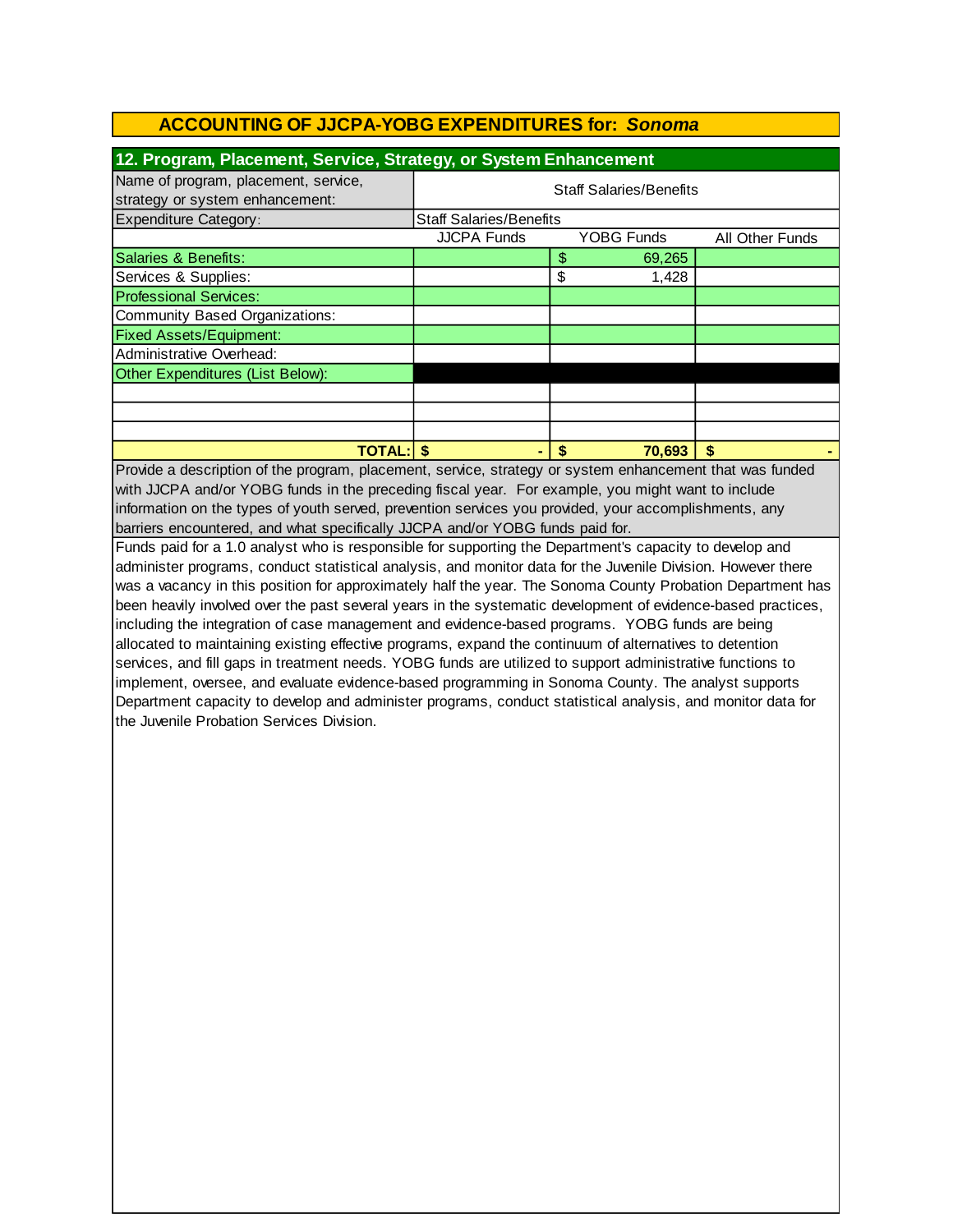## ACCOUNTING OF JJCPA-YOBG EXPENDITURES for: *Sonoma*

### 12. Program, Placement, Service, Strategy, or System Enhancement

| | | | |
|---|---|---|---|
| Name of program, placement, service, strategy or system enhancement: | Staff Salaries/Benefits | | |
| Expenditure Category: | Staff Salaries/Benefits | | |
| | JJCPA Funds | YOBG Funds | All Other Funds |
| Salaries & Benefits: | | $ 69,265 | |
| Services & Supplies: | | $ 1,428 | |
| Professional Services: | | | |
| Community Based Organizations: | | | |
| Fixed Assets/Equipment: | | | |
| Administrative Overhead: | | | |
| Other Expenditures (List Below): | | | |
| | | | |
| | | | |
| | | | |
| **TOTAL:** | **$ -** | **$ 70,693** | **$ -** |

Provide a description of the program, placement, service, strategy or system enhancement that was funded with JJCPA and/or YOBG funds in the preceding fiscal year. For example, you might want to include information on the types of youth served, prevention services you provided, your accomplishments, any barriers encountered, and what specifically JJCPA and/or YOBG funds paid for.

Funds paid for a 1.0 analyst who is responsible for supporting the Department's capacity to develop and administer programs, conduct statistical analysis, and monitor data for the Juvenile Division. However there was a vacancy in this position for approximately half the year. The Sonoma County Probation Department has been heavily involved over the past several years in the systematic development of evidence-based practices, including the integration of case management and evidence-based programs. YOBG funds are being allocated to maintaining existing effective programs, expand the continuum of alternatives to detention services, and fill gaps in treatment needs. YOBG funds are utilized to support administrative functions to implement, oversee, and evaluate evidence-based programming in Sonoma County. The analyst supports Department capacity to develop and administer programs, conduct statistical analysis, and monitor data for the Juvenile Probation Services Division.